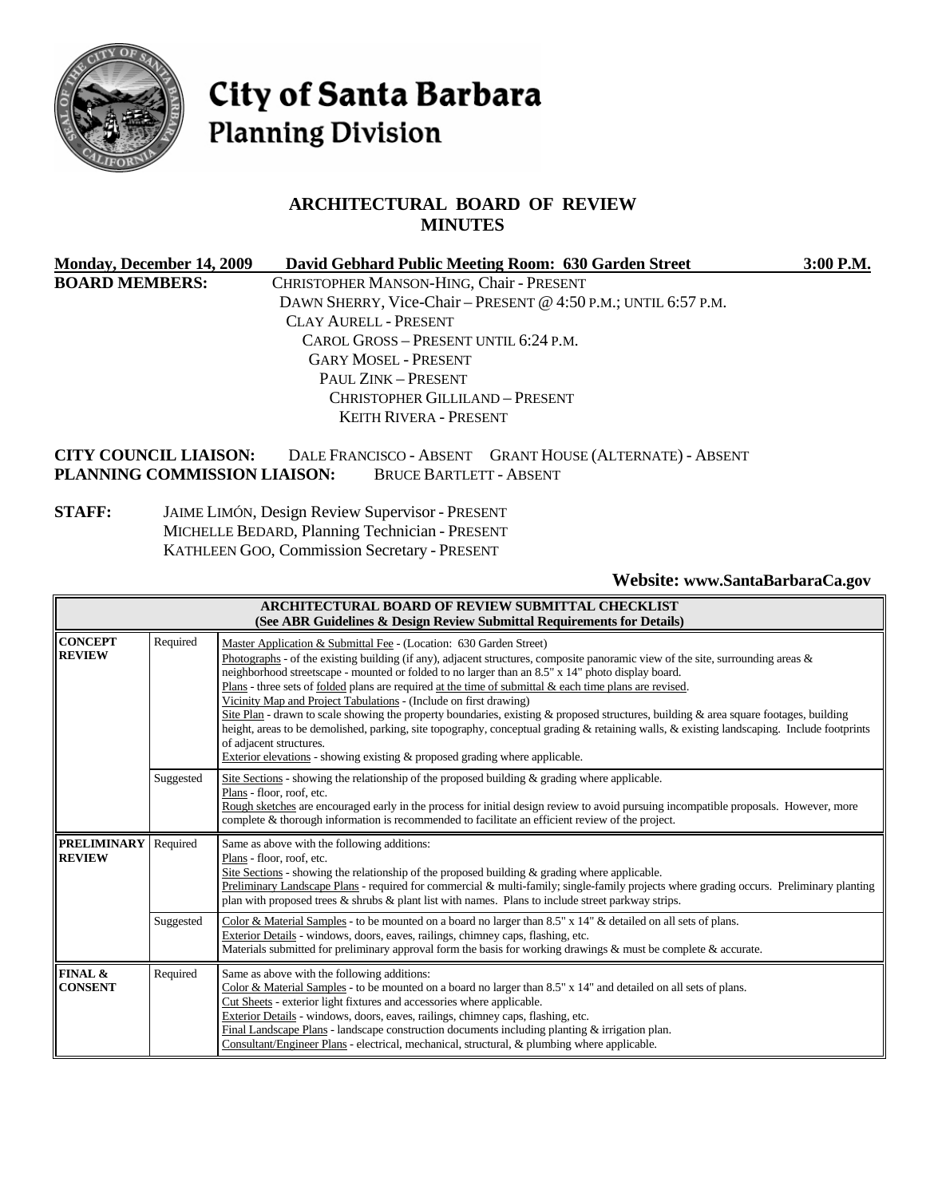# City of Santa Barbara
## Planning Division

## ARCHITECTURAL BOARD OF REVIEW
## MINUTES

**Monday, December 14, 2009** **David Gebhard Public Meeting Room: 630 Garden Street** **3:00 P.M.**

**BOARD MEMBERS:**
CHRISTOPHER MANSON-HING, Chair - PRESENT
DAWN SHERRY, Vice-Chair – PRESENT @ 4:50 P.M.; UNTIL 6:57 P.M.
CLAY AURELL - PRESENT
CAROL GROSS – PRESENT UNTIL 6:24 P.M.
GARY MOSEL - PRESENT
PAUL ZINK – PRESENT
CHRISTOPHER GILLILAND – PRESENT
KEITH RIVERA - PRESENT

**CITY COUNCIL LIAISON:** DALE FRANCISCO - ABSENT GRANT HOUSE (ALTERNATE) - ABSENT
**PLANNING COMMISSION LIAISON:** BRUCE BARTLETT - ABSENT

**STAFF:**
JAIME LIMÓN, Design Review Supervisor - PRESENT
MICHELLE BEDARD, Planning Technician - PRESENT
KATHLEEN GOO, Commission Secretary - PRESENT

**Website: www.SantaBarbaraCa.gov**

| **ARCHITECTURAL BOARD OF REVIEW SUBMITTAL CHECKLIST (See ABR Guidelines & Design Review Submittal Requirements for Details)** | | |
|---|---|---|
| **CONCEPT REVIEW** | Required | Master Application & Submittal Fee - (Location: 630 Garden Street)<br>Photographs - of the existing building (if any), adjacent structures, composite panoramic view of the site, surrounding areas & neighborhood streetscape - mounted or folded to no larger than an 8.5" x 14" photo display board.<br>Plans - three sets of folded plans are required at the time of submittal & each time plans are revised.<br>Vicinity Map and Project Tabulations - (Include on first drawing)<br>Site Plan - drawn to scale showing the property boundaries, existing & proposed structures, building & area square footages, building height, areas to be demolished, parking, site topography, conceptual grading & retaining walls, & existing landscaping. Include footprints of adjacent structures.<br>Exterior elevations - showing existing & proposed grading where applicable. |
| | Suggested | Site Sections - showing the relationship of the proposed building & grading where applicable.<br>Plans - floor, roof, etc.<br>Rough sketches are encouraged early in the process for initial design review to avoid pursuing incompatible proposals. However, more complete & thorough information is recommended to facilitate an efficient review of the project. |
| **PRELIMINARY REVIEW** | Required | Same as above with the following additions:<br>Plans - floor, roof, etc.<br>Site Sections - showing the relationship of the proposed building & grading where applicable.<br>Preliminary Landscape Plans - required for commercial & multi-family; single-family projects where grading occurs. Preliminary planting plan with proposed trees & shrubs & plant list with names. Plans to include street parkway strips. |
| | Suggested | Color & Material Samples - to be mounted on a board no larger than 8.5" x 14" & detailed on all sets of plans.<br>Exterior Details - windows, doors, eaves, railings, chimney caps, flashing, etc.<br>Materials submitted for preliminary approval form the basis for working drawings & must be complete & accurate. |
| **FINAL & CONSENT** | Required | Same as above with the following additions:<br>Color & Material Samples - to be mounted on a board no larger than 8.5" x 14" and detailed on all sets of plans.<br>Cut Sheets - exterior light fixtures and accessories where applicable.<br>Exterior Details - windows, doors, eaves, railings, chimney caps, flashing, etc.<br>Final Landscape Plans - landscape construction documents including planting & irrigation plan.<br>Consultant/Engineer Plans - electrical, mechanical, structural, & plumbing where applicable. |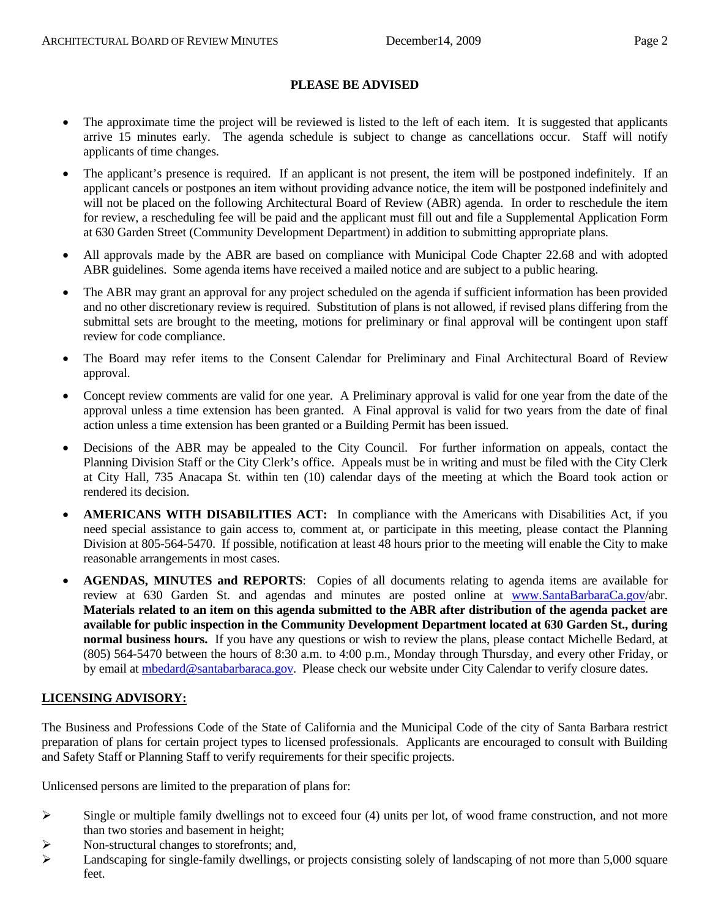**PLEASE BE ADVISED**

- The approximate time the project will be reviewed is listed to the left of each item. It is suggested that applicants arrive 15 minutes early. The agenda schedule is subject to change as cancellations occur. Staff will notify applicants of time changes.
- The applicant's presence is required. If an applicant is not present, the item will be postponed indefinitely. If an applicant cancels or postpones an item without providing advance notice, the item will be postponed indefinitely and will not be placed on the following Architectural Board of Review (ABR) agenda. In order to reschedule the item for review, a rescheduling fee will be paid and the applicant must fill out and file a Supplemental Application Form at 630 Garden Street (Community Development Department) in addition to submitting appropriate plans.
- All approvals made by the ABR are based on compliance with Municipal Code Chapter 22.68 and with adopted ABR guidelines. Some agenda items have received a mailed notice and are subject to a public hearing.
- The ABR may grant an approval for any project scheduled on the agenda if sufficient information has been provided and no other discretionary review is required. Substitution of plans is not allowed, if revised plans differing from the submittal sets are brought to the meeting, motions for preliminary or final approval will be contingent upon staff review for code compliance.
- The Board may refer items to the Consent Calendar for Preliminary and Final Architectural Board of Review approval.
- Concept review comments are valid for one year. A Preliminary approval is valid for one year from the date of the approval unless a time extension has been granted. A Final approval is valid for two years from the date of final action unless a time extension has been granted or a Building Permit has been issued.
- Decisions of the ABR may be appealed to the City Council. For further information on appeals, contact the Planning Division Staff or the City Clerk's office. Appeals must be in writing and must be filed with the City Clerk at City Hall, 735 Anacapa St. within ten (10) calendar days of the meeting at which the Board took action or rendered its decision.
- **AMERICANS WITH DISABILITIES ACT:** In compliance with the Americans with Disabilities Act, if you need special assistance to gain access to, comment at, or participate in this meeting, please contact the Planning Division at 805-564-5470. If possible, notification at least 48 hours prior to the meeting will enable the City to make reasonable arrangements in most cases.
- **AGENDAS, MINUTES and REPORTS**: Copies of all documents relating to agenda items are available for review at 630 Garden St. and agendas and minutes are posted online at www.SantaBarbaraCa.gov/abr. **Materials related to an item on this agenda submitted to the ABR after distribution of the agenda packet are available for public inspection in the Community Development Department located at 630 Garden St., during normal business hours.** If you have any questions or wish to review the plans, please contact Michelle Bedard, at (805) 564-5470 between the hours of 8:30 a.m. to 4:00 p.m., Monday through Thursday, and every other Friday, or by email at mbedard@santabarbaraca.gov. Please check our website under City Calendar to verify closure dates.

**LICENSING ADVISORY:**

The Business and Professions Code of the State of California and the Municipal Code of the city of Santa Barbara restrict preparation of plans for certain project types to licensed professionals. Applicants are encouraged to consult with Building and Safety Staff or Planning Staff to verify requirements for their specific projects.

Unlicensed persons are limited to the preparation of plans for:

- Single or multiple family dwellings not to exceed four (4) units per lot, of wood frame construction, and not more than two stories and basement in height;
- Non-structural changes to storefronts; and,
- Landscaping for single-family dwellings, or projects consisting solely of landscaping of not more than 5,000 square feet.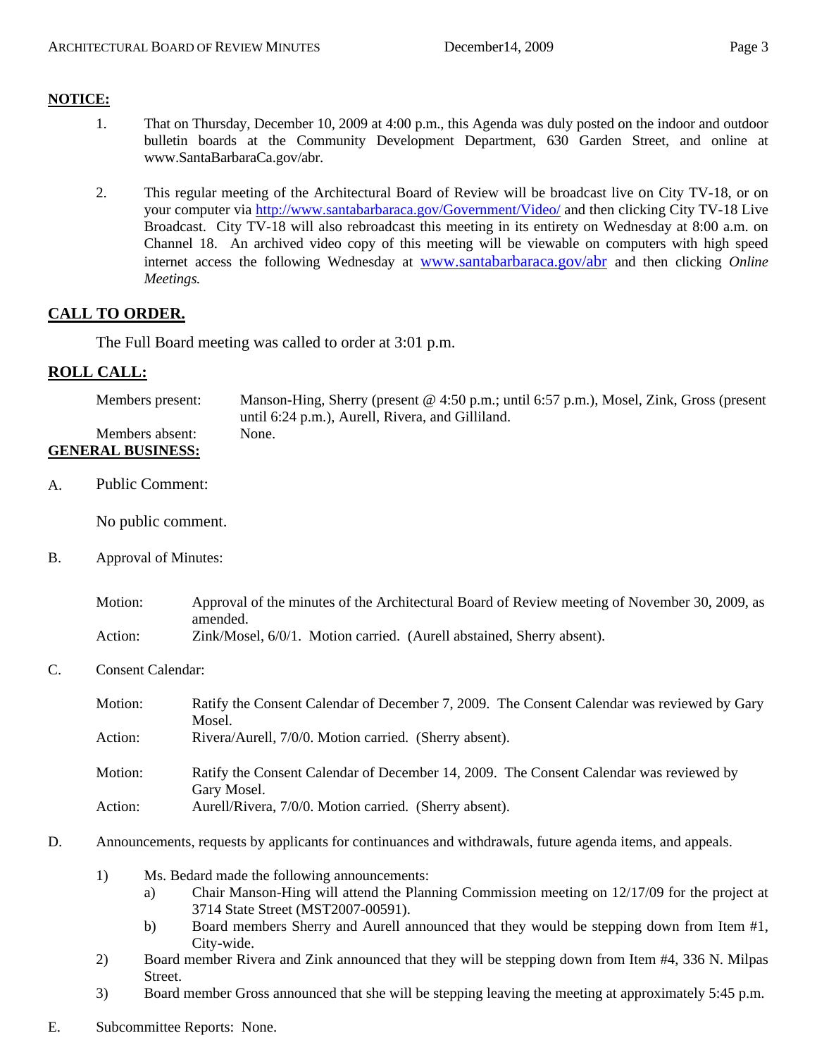**NOTICE:**

1. That on Thursday, December 10, 2009 at 4:00 p.m., this Agenda was duly posted on the indoor and outdoor bulletin boards at the Community Development Department, 630 Garden Street, and online at www.SantaBarbaraCa.gov/abr.

2. This regular meeting of the Architectural Board of Review will be broadcast live on City TV-18, or on your computer via http://www.santabarbaraca.gov/Government/Video/ and then clicking City TV-18 Live Broadcast. City TV-18 will also rebroadcast this meeting in its entirety on Wednesday at 8:00 a.m. on Channel 18. An archived video copy of this meeting will be viewable on computers with high speed internet access the following Wednesday at www.santabarbaraca.gov/abr and then clicking *Online Meetings.*

**CALL TO ORDER.**

The Full Board meeting was called to order at 3:01 p.m.

**ROLL CALL:**

Members present: Manson-Hing, Sherry (present @ 4:50 p.m.; until 6:57 p.m.), Mosel, Zink, Gross (present until 6:24 p.m.), Aurell, Rivera, and Gilliland.

Members absent: None.

**GENERAL BUSINESS:**

A. Public Comment:

No public comment.

B. Approval of Minutes:

Motion: Approval of the minutes of the Architectural Board of Review meeting of November 30, 2009, as amended.

Action: Zink/Mosel, 6/0/1. Motion carried. (Aurell abstained, Sherry absent).

C. Consent Calendar:

Motion: Ratify the Consent Calendar of December 7, 2009. The Consent Calendar was reviewed by Gary Mosel.

Action: Rivera/Aurell, 7/0/0. Motion carried. (Sherry absent).

Motion: Ratify the Consent Calendar of December 14, 2009. The Consent Calendar was reviewed by Gary Mosel.

Action: Aurell/Rivera, 7/0/0. Motion carried. (Sherry absent).

D. Announcements, requests by applicants for continuances and withdrawals, future agenda items, and appeals.

1) Ms. Bedard made the following announcements:
   a) Chair Manson-Hing will attend the Planning Commission meeting on 12/17/09 for the project at 3714 State Street (MST2007-00591).
   b) Board members Sherry and Aurell announced that they would be stepping down from Item #1, City-wide.
2) Board member Rivera and Zink announced that they will be stepping down from Item #4, 336 N. Milpas Street.
3) Board member Gross announced that she will be stepping leaving the meeting at approximately 5:45 p.m.

E. Subcommittee Reports: None.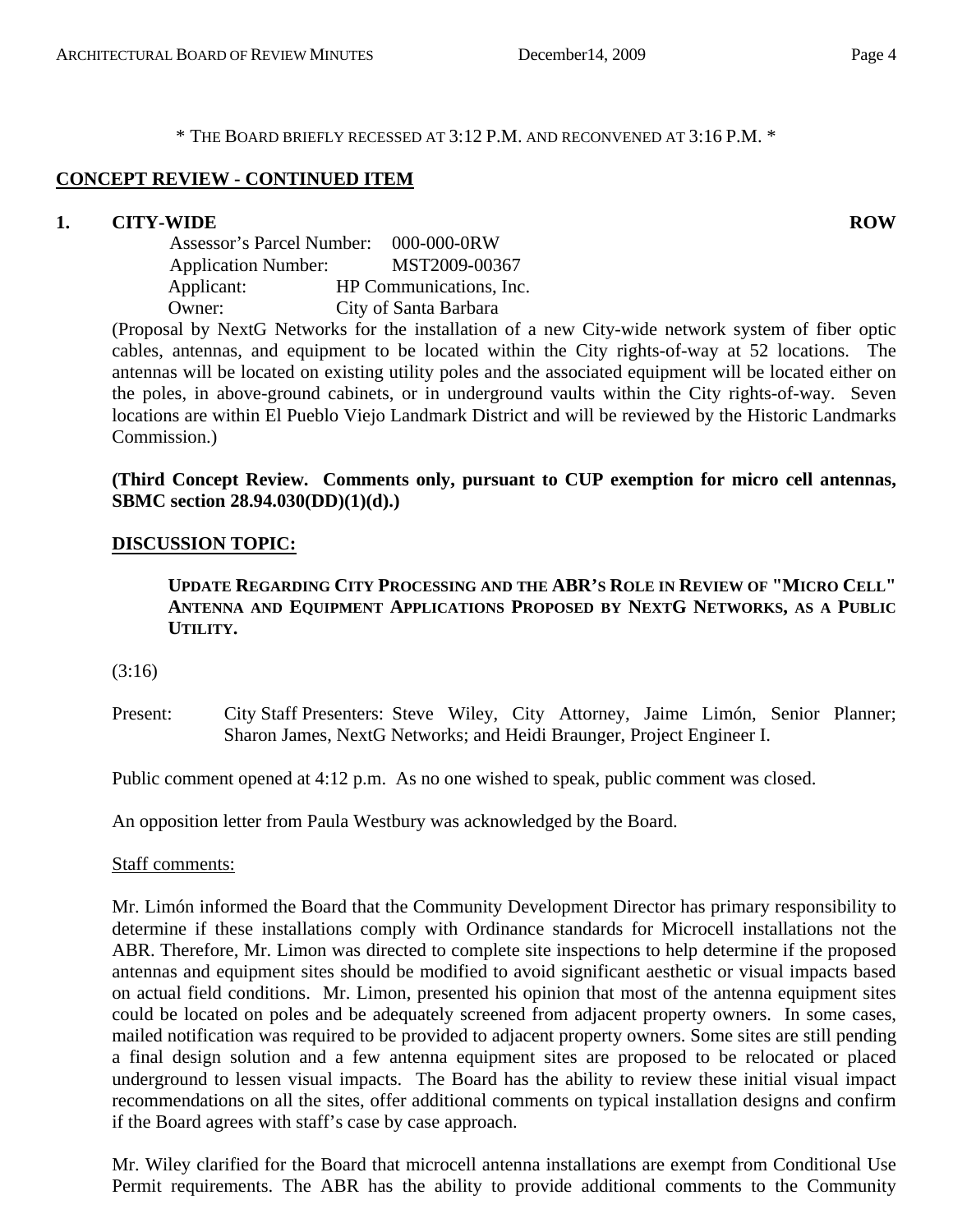\* THE BOARD BRIEFLY RECESSED AT 3:12 P.M. AND RECONVENED AT 3:16 P.M. \*

**CONCEPT REVIEW - CONTINUED ITEM**

**1. CITY-WIDE** **ROW**

Assessor's Parcel Number: 000-000-0RW
Application Number: MST2009-00367
Applicant: HP Communications, Inc.
Owner: City of Santa Barbara

(Proposal by NextG Networks for the installation of a new City-wide network system of fiber optic cables, antennas, and equipment to be located within the City rights-of-way at 52 locations. The antennas will be located on existing utility poles and the associated equipment will be located either on the poles, in above-ground cabinets, or in underground vaults within the City rights-of-way. Seven locations are within El Pueblo Viejo Landmark District and will be reviewed by the Historic Landmarks Commission.)

**(Third Concept Review. Comments only, pursuant to CUP exemption for micro cell antennas, SBMC section 28.94.030(DD)(1)(d).)**

**DISCUSSION TOPIC:**

**UPDATE REGARDING CITY PROCESSING AND THE ABR'S ROLE IN REVIEW OF "MICRO CELL" ANTENNA AND EQUIPMENT APPLICATIONS PROPOSED BY NEXTG NETWORKS, AS A PUBLIC UTILITY.**

(3:16)

Present: City Staff Presenters: Steve Wiley, City Attorney, Jaime Limón, Senior Planner; Sharon James, NextG Networks; and Heidi Braunger, Project Engineer I.

Public comment opened at 4:12 p.m. As no one wished to speak, public comment was closed.

An opposition letter from Paula Westbury was acknowledged by the Board.

Staff comments:

Mr. Limón informed the Board that the Community Development Director has primary responsibility to determine if these installations comply with Ordinance standards for Microcell installations not the ABR. Therefore, Mr. Limon was directed to complete site inspections to help determine if the proposed antennas and equipment sites should be modified to avoid significant aesthetic or visual impacts based on actual field conditions. Mr. Limon, presented his opinion that most of the antenna equipment sites could be located on poles and be adequately screened from adjacent property owners. In some cases, mailed notification was required to be provided to adjacent property owners. Some sites are still pending a final design solution and a few antenna equipment sites are proposed to be relocated or placed underground to lessen visual impacts. The Board has the ability to review these initial visual impact recommendations on all the sites, offer additional comments on typical installation designs and confirm if the Board agrees with staff's case by case approach.

Mr. Wiley clarified for the Board that microcell antenna installations are exempt from Conditional Use Permit requirements. The ABR has the ability to provide additional comments to the Community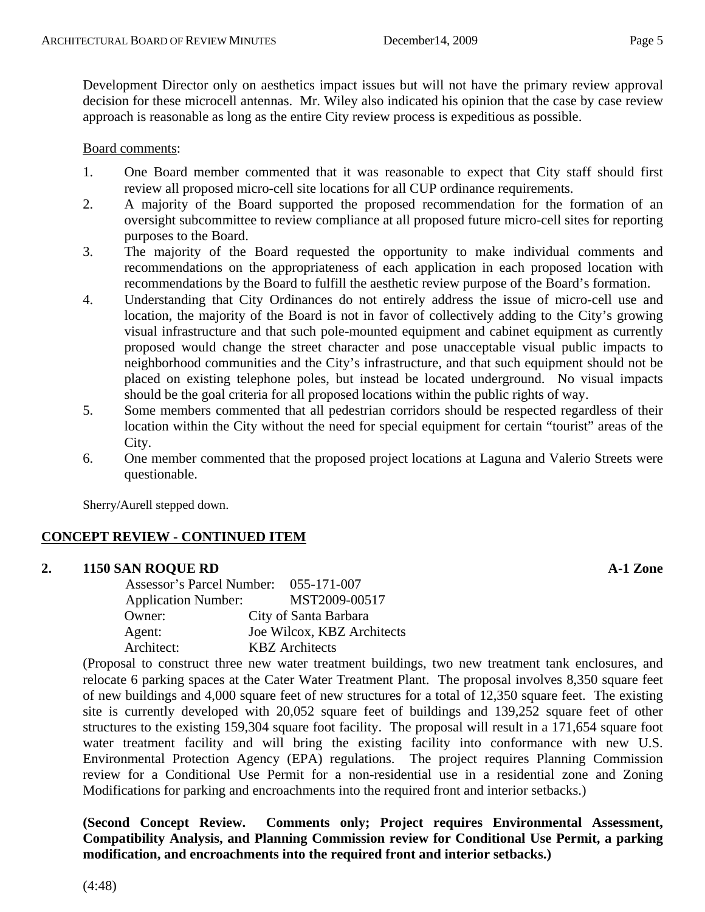Development Director only on aesthetics impact issues but will not have the primary review approval decision for these microcell antennas. Mr. Wiley also indicated his opinion that the case by case review approach is reasonable as long as the entire City review process is expeditious as possible.

Board comments:

1. One Board member commented that it was reasonable to expect that City staff should first review all proposed micro-cell site locations for all CUP ordinance requirements.
2. A majority of the Board supported the proposed recommendation for the formation of an oversight subcommittee to review compliance at all proposed future micro-cell sites for reporting purposes to the Board.
3. The majority of the Board requested the opportunity to make individual comments and recommendations on the appropriateness of each application in each proposed location with recommendations by the Board to fulfill the aesthetic review purpose of the Board's formation.
4. Understanding that City Ordinances do not entirely address the issue of micro-cell use and location, the majority of the Board is not in favor of collectively adding to the City's growing visual infrastructure and that such pole-mounted equipment and cabinet equipment as currently proposed would change the street character and pose unacceptable visual public impacts to neighborhood communities and the City's infrastructure, and that such equipment should not be placed on existing telephone poles, but instead be located underground. No visual impacts should be the goal criteria for all proposed locations within the public rights of way.
5. Some members commented that all pedestrian corridors should be respected regardless of their location within the City without the need for special equipment for certain "tourist" areas of the City.
6. One member commented that the proposed project locations at Laguna and Valerio Streets were questionable.

Sherry/Aurell stepped down.

## CONCEPT REVIEW - CONTINUED ITEM

### 2. 1150 SAN ROQUE RD — A-1 Zone

Assessor's Parcel Number: 055-171-007
Application Number: MST2009-00517
Owner: City of Santa Barbara
Agent: Joe Wilcox, KBZ Architects
Architect: KBZ Architects

(Proposal to construct three new water treatment buildings, two new treatment tank enclosures, and relocate 6 parking spaces at the Cater Water Treatment Plant. The proposal involves 8,350 square feet of new buildings and 4,000 square feet of new structures for a total of 12,350 square feet. The existing site is currently developed with 20,052 square feet of buildings and 139,252 square feet of other structures to the existing 159,304 square foot facility. The proposal will result in a 171,654 square foot water treatment facility and will bring the existing facility into conformance with new U.S. Environmental Protection Agency (EPA) regulations. The project requires Planning Commission review for a Conditional Use Permit for a non-residential use in a residential zone and Zoning Modifications for parking and encroachments into the required front and interior setbacks.)

**(Second Concept Review. Comments only; Project requires Environmental Assessment, Compatibility Analysis, and Planning Commission review for Conditional Use Permit, a parking modification, and encroachments into the required front and interior setbacks.)**

(4:48)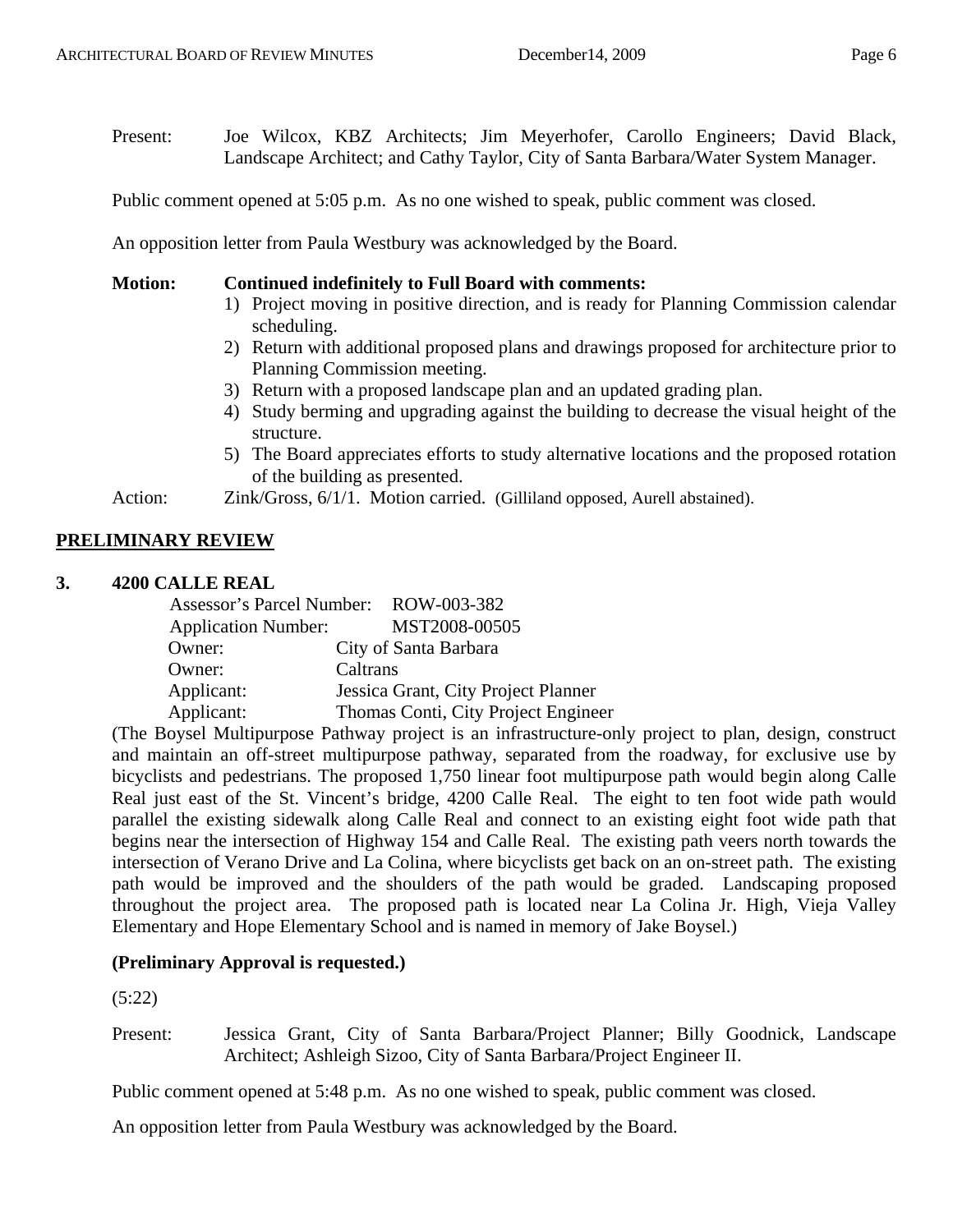Present: Joe Wilcox, KBZ Architects; Jim Meyerhofer, Carollo Engineers; David Black, Landscape Architect; and Cathy Taylor, City of Santa Barbara/Water System Manager.

Public comment opened at 5:05 p.m. As no one wished to speak, public comment was closed.

An opposition letter from Paula Westbury was acknowledged by the Board.

**Motion: Continued indefinitely to Full Board with comments:**

1) Project moving in positive direction, and is ready for Planning Commission calendar scheduling.
2) Return with additional proposed plans and drawings proposed for architecture prior to Planning Commission meeting.
3) Return with a proposed landscape plan and an updated grading plan.
4) Study berming and upgrading against the building to decrease the visual height of the structure.
5) The Board appreciates efforts to study alternative locations and the proposed rotation of the building as presented.

Action: Zink/Gross, 6/1/1. Motion carried. (Gilliland opposed, Aurell abstained).

## PRELIMINARY REVIEW

### 3. 4200 CALLE REAL

Assessor's Parcel Number: ROW-003-382
Application Number: MST2008-00505
Owner: City of Santa Barbara
Owner: Caltrans
Applicant: Jessica Grant, City Project Planner
Applicant: Thomas Conti, City Project Engineer

(The Boysel Multipurpose Pathway project is an infrastructure-only project to plan, design, construct and maintain an off-street multipurpose pathway, separated from the roadway, for exclusive use by bicyclists and pedestrians. The proposed 1,750 linear foot multipurpose path would begin along Calle Real just east of the St. Vincent's bridge, 4200 Calle Real. The eight to ten foot wide path would parallel the existing sidewalk along Calle Real and connect to an existing eight foot wide path that begins near the intersection of Highway 154 and Calle Real. The existing path veers north towards the intersection of Verano Drive and La Colina, where bicyclists get back on an on-street path. The existing path would be improved and the shoulders of the path would be graded. Landscaping proposed throughout the project area. The proposed path is located near La Colina Jr. High, Vieja Valley Elementary and Hope Elementary School and is named in memory of Jake Boysel.)

**(Preliminary Approval is requested.)**

(5:22)

Present: Jessica Grant, City of Santa Barbara/Project Planner; Billy Goodnick, Landscape Architect; Ashleigh Sizoo, City of Santa Barbara/Project Engineer II.

Public comment opened at 5:48 p.m. As no one wished to speak, public comment was closed.

An opposition letter from Paula Westbury was acknowledged by the Board.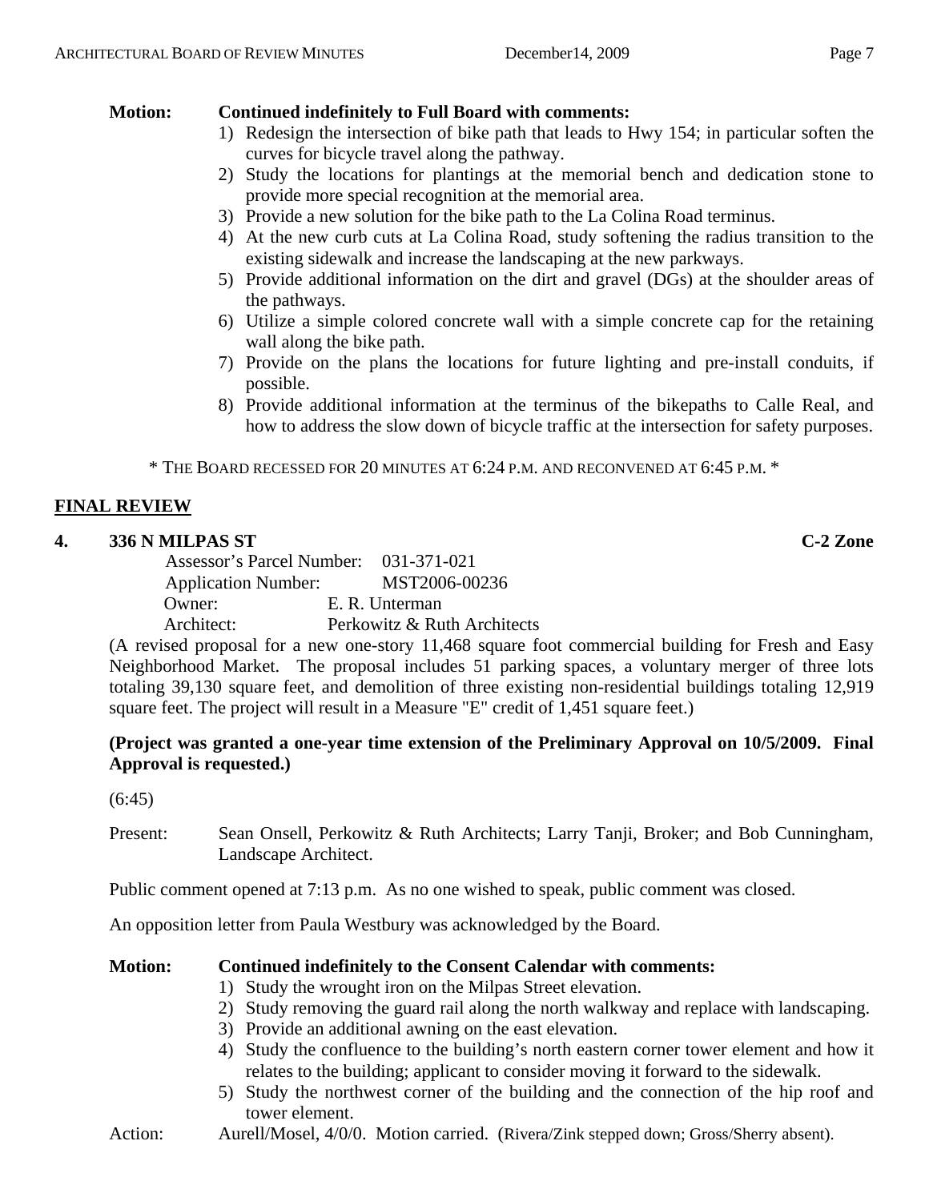**Motion:** **Continued indefinitely to Full Board with comments:**

1) Redesign the intersection of bike path that leads to Hwy 154; in particular soften the curves for bicycle travel along the pathway.
2) Study the locations for plantings at the memorial bench and dedication stone to provide more special recognition at the memorial area.
3) Provide a new solution for the bike path to the La Colina Road terminus.
4) At the new curb cuts at La Colina Road, study softening the radius transition to the existing sidewalk and increase the landscaping at the new parkways.
5) Provide additional information on the dirt and gravel (DGs) at the shoulder areas of the pathways.
6) Utilize a simple colored concrete wall with a simple concrete cap for the retaining wall along the bike path.
7) Provide on the plans the locations for future lighting and pre-install conduits, if possible.
8) Provide additional information at the terminus of the bikepaths to Calle Real, and how to address the slow down of bicycle traffic at the intersection for safety purposes.

\* THE BOARD RECESSED FOR 20 MINUTES AT 6:24 P.M. AND RECONVENED AT 6:45 P.M. \*

## FINAL REVIEW

### 4. 336 N MILPAS ST — C-2 Zone

Assessor's Parcel Number: 031-371-021
Application Number: MST2006-00236
Owner: E. R. Unterman
Architect: Perkowitz & Ruth Architects

(A revised proposal for a new one-story 11,468 square foot commercial building for Fresh and Easy Neighborhood Market. The proposal includes 51 parking spaces, a voluntary merger of three lots totaling 39,130 square feet, and demolition of three existing non-residential buildings totaling 12,919 square feet. The project will result in a Measure "E" credit of 1,451 square feet.)

**(Project was granted a one-year time extension of the Preliminary Approval on 10/5/2009. Final Approval is requested.)**

(6:45)

Present: Sean Onsell, Perkowitz & Ruth Architects; Larry Tanji, Broker; and Bob Cunningham, Landscape Architect.

Public comment opened at 7:13 p.m. As no one wished to speak, public comment was closed.

An opposition letter from Paula Westbury was acknowledged by the Board.

**Motion:** **Continued indefinitely to the Consent Calendar with comments:**

1) Study the wrought iron on the Milpas Street elevation.
2) Study removing the guard rail along the north walkway and replace with landscaping.
3) Provide an additional awning on the east elevation.
4) Study the confluence to the building's north eastern corner tower element and how it relates to the building; applicant to consider moving it forward to the sidewalk.
5) Study the northwest corner of the building and the connection of the hip roof and tower element.

Action: Aurell/Mosel, 4/0/0. Motion carried. (Rivera/Zink stepped down; Gross/Sherry absent).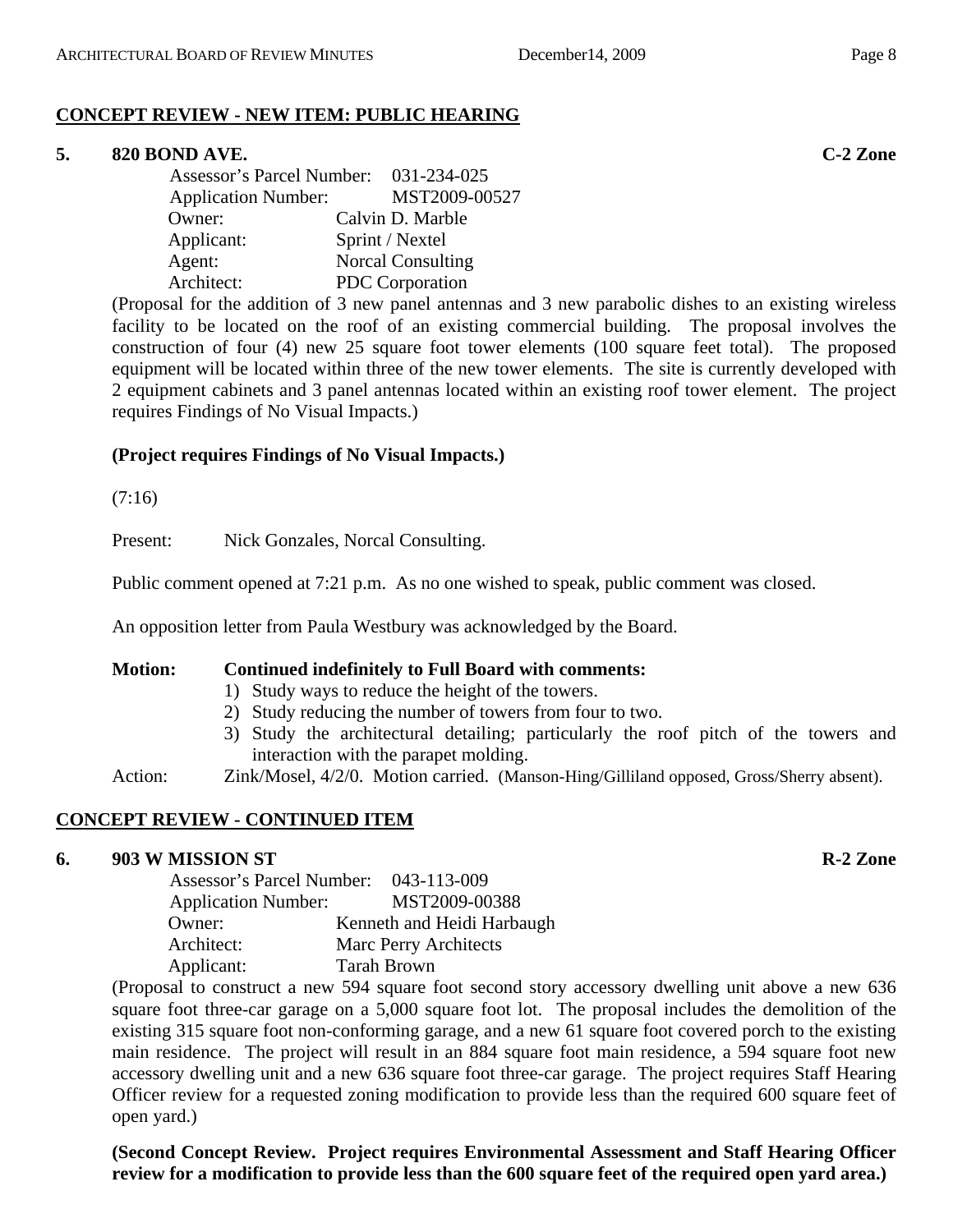## CONCEPT REVIEW - NEW ITEM: PUBLIC HEARING

### 5. 820 BOND AVE. C-2 Zone

Assessor's Parcel Number: 031-234-025
Application Number: MST2009-00527
Owner: Calvin D. Marble
Applicant: Sprint / Nextel
Agent: Norcal Consulting
Architect: PDC Corporation

(Proposal for the addition of 3 new panel antennas and 3 new parabolic dishes to an existing wireless facility to be located on the roof of an existing commercial building. The proposal involves the construction of four (4) new 25 square foot tower elements (100 square feet total). The proposed equipment will be located within three of the new tower elements. The site is currently developed with 2 equipment cabinets and 3 panel antennas located within an existing roof tower element. The project requires Findings of No Visual Impacts.)

**(Project requires Findings of No Visual Impacts.)**

(7:16)

Present: Nick Gonzales, Norcal Consulting.

Public comment opened at 7:21 p.m. As no one wished to speak, public comment was closed.

An opposition letter from Paula Westbury was acknowledged by the Board.

**Motion: Continued indefinitely to Full Board with comments:**

1) Study ways to reduce the height of the towers.
2) Study reducing the number of towers from four to two.
3) Study the architectural detailing; particularly the roof pitch of the towers and interaction with the parapet molding.

Action: Zink/Mosel, 4/2/0. Motion carried. (Manson-Hing/Gilliland opposed, Gross/Sherry absent).

## CONCEPT REVIEW - CONTINUED ITEM

### 6. 903 W MISSION ST R-2 Zone

Assessor's Parcel Number: 043-113-009
Application Number: MST2009-00388
Owner: Kenneth and Heidi Harbaugh
Architect: Marc Perry Architects
Applicant: Tarah Brown

(Proposal to construct a new 594 square foot second story accessory dwelling unit above a new 636 square foot three-car garage on a 5,000 square foot lot. The proposal includes the demolition of the existing 315 square foot non-conforming garage, and a new 61 square foot covered porch to the existing main residence. The project will result in an 884 square foot main residence, a 594 square foot new accessory dwelling unit and a new 636 square foot three-car garage. The project requires Staff Hearing Officer review for a requested zoning modification to provide less than the required 600 square feet of open yard.)

**(Second Concept Review. Project requires Environmental Assessment and Staff Hearing Officer review for a modification to provide less than the 600 square feet of the required open yard area.)**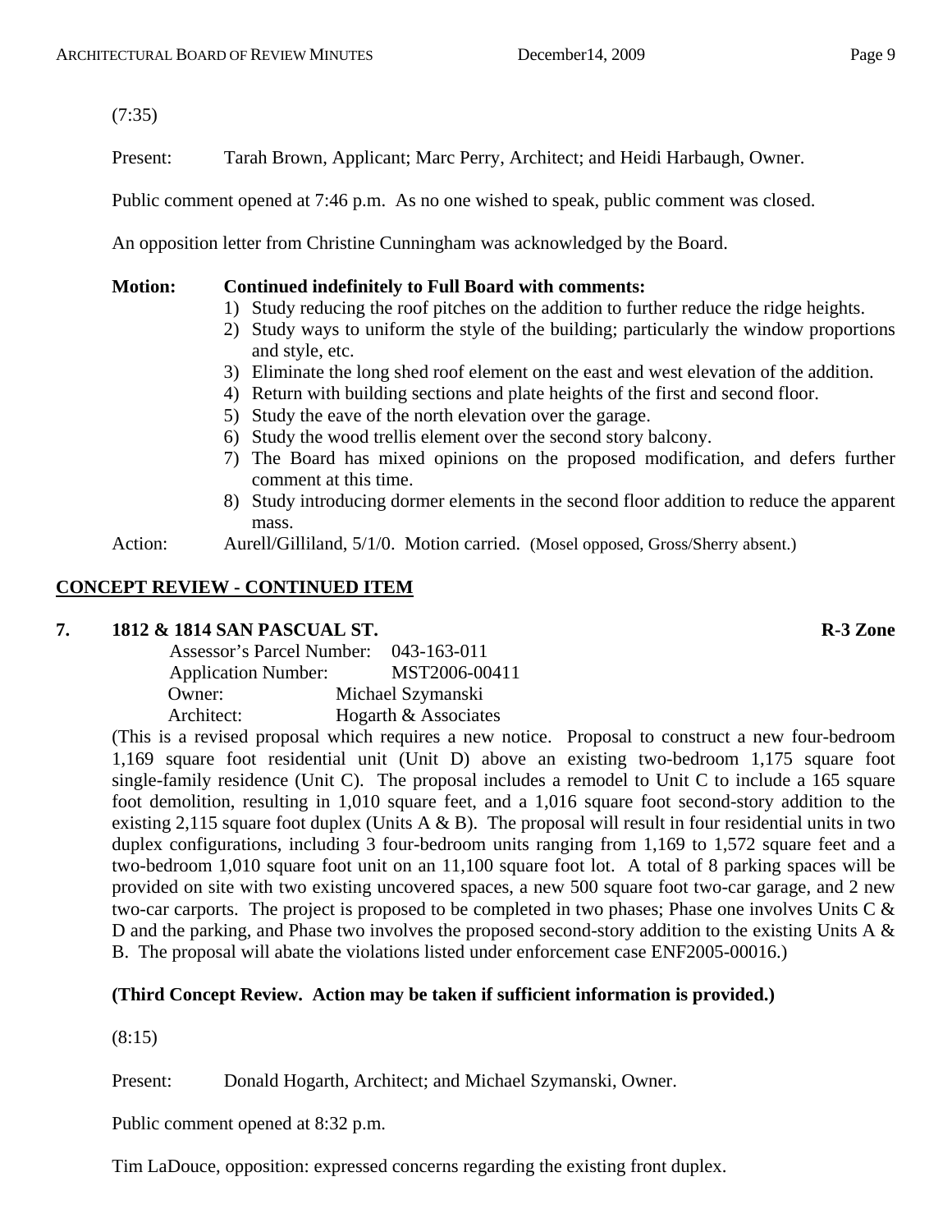(7:35)

Present: Tarah Brown, Applicant; Marc Perry, Architect; and Heidi Harbaugh, Owner.

Public comment opened at 7:46 p.m. As no one wished to speak, public comment was closed.

An opposition letter from Christine Cunningham was acknowledged by the Board.

**Motion: Continued indefinitely to Full Board with comments:**

1) Study reducing the roof pitches on the addition to further reduce the ridge heights.
2) Study ways to uniform the style of the building; particularly the window proportions and style, etc.
3) Eliminate the long shed roof element on the east and west elevation of the addition.
4) Return with building sections and plate heights of the first and second floor.
5) Study the eave of the north elevation over the garage.
6) Study the wood trellis element over the second story balcony.
7) The Board has mixed opinions on the proposed modification, and defers further comment at this time.
8) Study introducing dormer elements in the second floor addition to reduce the apparent mass.

Action: Aurell/Gilliland, 5/1/0. Motion carried. (Mosel opposed, Gross/Sherry absent.)

## CONCEPT REVIEW - CONTINUED ITEM

### 7. 1812 & 1814 SAN PASCUAL ST. R-3 Zone

Assessor's Parcel Number: 043-163-011
Application Number: MST2006-00411
Owner: Michael Szymanski
Architect: Hogarth & Associates

(This is a revised proposal which requires a new notice. Proposal to construct a new four-bedroom 1,169 square foot residential unit (Unit D) above an existing two-bedroom 1,175 square foot single-family residence (Unit C). The proposal includes a remodel to Unit C to include a 165 square foot demolition, resulting in 1,010 square feet, and a 1,016 square foot second-story addition to the existing 2,115 square foot duplex (Units A & B). The proposal will result in four residential units in two duplex configurations, including 3 four-bedroom units ranging from 1,169 to 1,572 square feet and a two-bedroom 1,010 square foot unit on an 11,100 square foot lot. A total of 8 parking spaces will be provided on site with two existing uncovered spaces, a new 500 square foot two-car garage, and 2 new two-car carports. The project is proposed to be completed in two phases; Phase one involves Units C & D and the parking, and Phase two involves the proposed second-story addition to the existing Units A & B. The proposal will abate the violations listed under enforcement case ENF2005-00016.)

**(Third Concept Review. Action may be taken if sufficient information is provided.)**

(8:15)

Present: Donald Hogarth, Architect; and Michael Szymanski, Owner.

Public comment opened at 8:32 p.m.

Tim LaDouce, opposition: expressed concerns regarding the existing front duplex.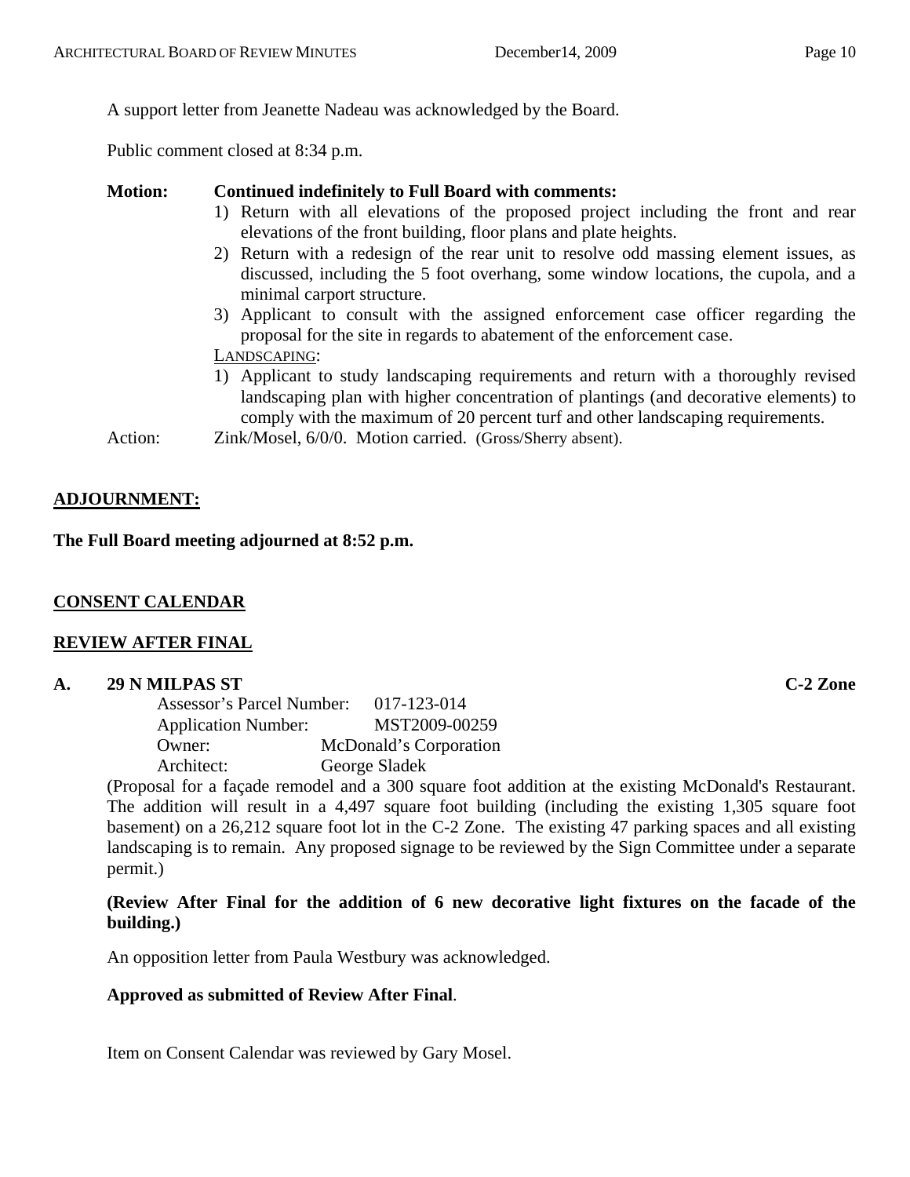A support letter from Jeanette Nadeau was acknowledged by the Board.

Public comment closed at 8:34 p.m.

**Motion: Continued indefinitely to Full Board with comments:**

1) Return with all elevations of the proposed project including the front and rear elevations of the front building, floor plans and plate heights.
2) Return with a redesign of the rear unit to resolve odd massing element issues, as discussed, including the 5 foot overhang, some window locations, the cupola, and a minimal carport structure.
3) Applicant to consult with the assigned enforcement case officer regarding the proposal for the site in regards to abatement of the enforcement case.

LANDSCAPING:

1) Applicant to study landscaping requirements and return with a thoroughly revised landscaping plan with higher concentration of plantings (and decorative elements) to comply with the maximum of 20 percent turf and other landscaping requirements.

Action: Zink/Mosel, 6/0/0. Motion carried. (Gross/Sherry absent).

## ADJOURNMENT:

**The Full Board meeting adjourned at 8:52 p.m.**

## CONSENT CALENDAR

## REVIEW AFTER FINAL

### A. 29 N MILPAS ST — C-2 Zone

Assessor's Parcel Number: 017-123-014
Application Number: MST2009-00259
Owner: McDonald's Corporation
Architect: George Sladek

(Proposal for a façade remodel and a 300 square foot addition at the existing McDonald's Restaurant. The addition will result in a 4,497 square foot building (including the existing 1,305 square foot basement) on a 26,212 square foot lot in the C-2 Zone. The existing 47 parking spaces and all existing landscaping is to remain. Any proposed signage to be reviewed by the Sign Committee under a separate permit.)

**(Review After Final for the addition of 6 new decorative light fixtures on the facade of the building.)**

An opposition letter from Paula Westbury was acknowledged.

**Approved as submitted of Review After Final**.

Item on Consent Calendar was reviewed by Gary Mosel.